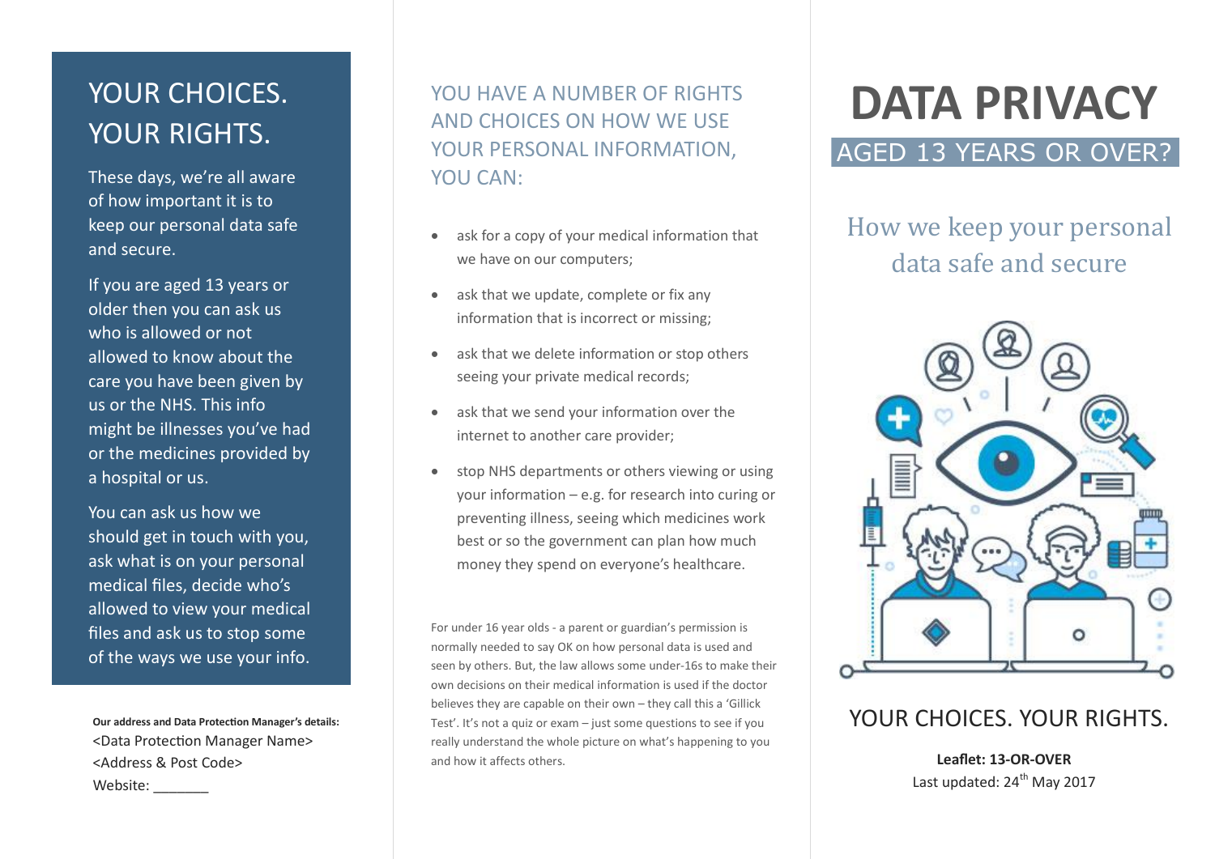## YOUR CHOICES. YOUR RIGHTS.

These days, we're all aware of how important it is to keep our personal data safe and secure.

If you are aged 13 years or older then you can ask us who is allowed or not allowed to know about the care you have been given by us or the NHS. This info might be illnesses you've had or the medicines provided by a hospital or us.

You can ask us how we should get in touch with you, ask what is on your personal medical files, decide who's allowed to view your medical files and ask us to stop some of the ways we use your info.

**Our address and Data Protection Manager's details:**
<Data Protection Manager Name>
<Address & Post Code>
Website: _______

## YOU HAVE A NUMBER OF RIGHTS AND CHOICES ON HOW WE USE YOUR PERSONAL INFORMATION, YOU CAN:

- ask for a copy of your medical information that we have on our computers;
- ask that we update, complete or fix any information that is incorrect or missing;
- ask that we delete information or stop others seeing your private medical records;
- ask that we send your information over the internet to another care provider;
- stop NHS departments or others viewing or using your information – e.g. for research into curing or preventing illness, seeing which medicines work best or so the government can plan how much money they spend on everyone's healthcare.

For under 16 year olds - a parent or guardian's permission is normally needed to say OK on how personal data is used and seen by others. But, the law allows some under-16s to make their own decisions on their medical information is used if the doctor believes they are capable on their own – they call this a 'Gillick Test'. It's not a quiz or exam – just some questions to see if you really understand the whole picture on what's happening to you and how it affects others.

# DATA PRIVACY

## AGED 13 YEARS OR OVER?

### How we keep your personal data safe and secure

YOUR CHOICES. YOUR RIGHTS.

**Leaflet: 13-OR-OVER**
Last updated: 24th May 2017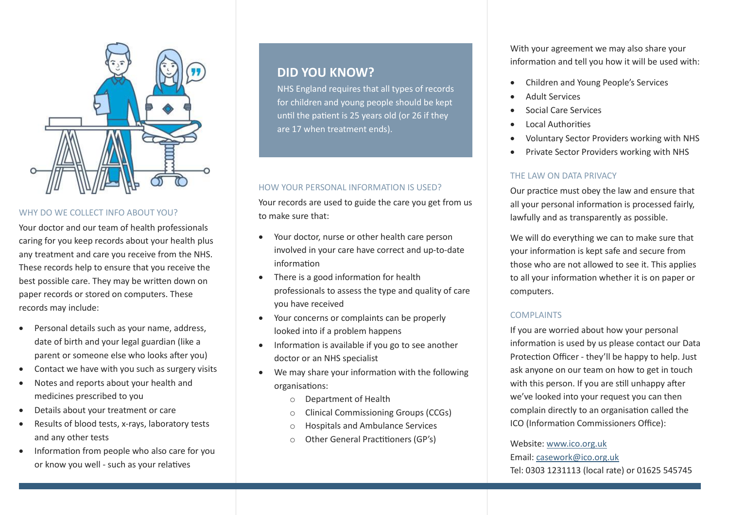## WHY DO WE COLLECT INFO ABOUT YOU?

Your doctor and our team of health professionals caring for you keep records about your health plus any treatment and care you receive from the NHS. These records help to ensure that you receive the best possible care. They may be written down on paper records or stored on computers. These records may include:

- Personal details such as your name, address, date of birth and your legal guardian (like a parent or someone else who looks after you)
- Contact we have with you such as surgery visits
- Notes and reports about your health and medicines prescribed to you
- Details about your treatment or care
- Results of blood tests, x-rays, laboratory tests and any other tests
- Information from people who also care for you or know you well - such as your relatives

## DID YOU KNOW?

NHS England requires that all types of records for children and young people should be kept until the patient is 25 years old (or 26 if they are 17 when treatment ends).

## HOW YOUR PERSONAL INFORMATION IS USED?

Your records are used to guide the care you get from us to make sure that:

- Your doctor, nurse or other health care person involved in your care have correct and up-to-date information
- There is a good information for health professionals to assess the type and quality of care you have received
- Your concerns or complaints can be properly looked into if a problem happens
- Information is available if you go to see another doctor or an NHS specialist
- We may share your information with the following organisations:
  - Department of Health
  - Clinical Commissioning Groups (CCGs)
  - Hospitals and Ambulance Services
  - Other General Practitioners (GP's)

With your agreement we may also share your information and tell you how it will be used with:

- Children and Young People's Services
- Adult Services
- Social Care Services
- Local Authorities
- Voluntary Sector Providers working with NHS
- Private Sector Providers working with NHS

## THE LAW ON DATA PRIVACY

Our practice must obey the law and ensure that all your personal information is processed fairly, lawfully and as transparently as possible.

We will do everything we can to make sure that your information is kept safe and secure from those who are not allowed to see it. This applies to all your information whether it is on paper or computers.

## COMPLAINTS

If you are worried about how your personal information is used by us please contact our Data Protection Officer - they'll be happy to help. Just ask anyone on our team on how to get in touch with this person. If you are still unhappy after we've looked into your request you can then complain directly to an organisation called the ICO (Information Commissioners Office):

Website: www.ico.org.uk
Email: casework@ico.org.uk
Tel: 0303 1231113 (local rate) or 01625 545745